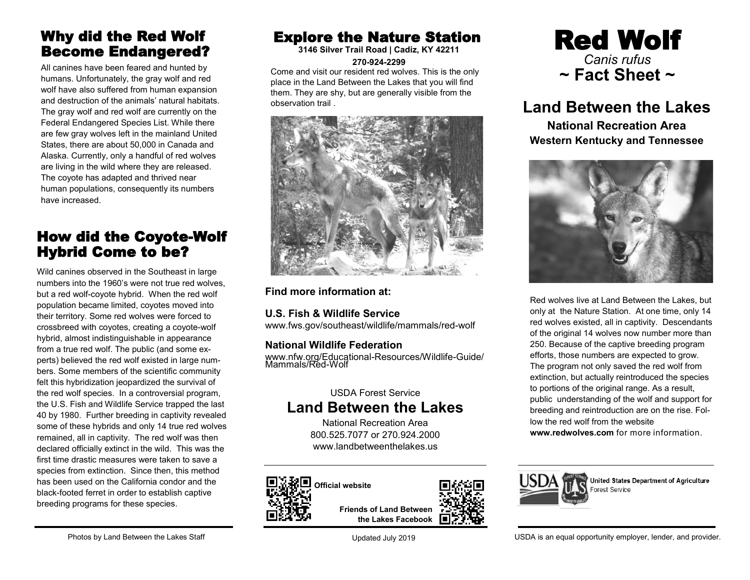## Why did the Red Wolf Become Endangered?

All canines have been feared and hunted by humans. Unfortunately, the gray wolf and red wolf have also suffered from human expansion and destruction of the animals' natural habitats. The gray wolf and red wolf are currently on the Federal Endangered Species List. While there are few gray wolves left in the mainland United States, there are about 50,000 in Canada and Alaska. Currently, only a handful of red wolves are living in the wild where they are released. The coyote has adapted and thrived near human populations, consequently its numbers have increased.

## How did the Coyote-Wolf Hybrid Come to be?

Wild canines observed in the Southeast in large numbers into the 1960's were not true red wolves, but a red wolf-coyote hybrid. When the red wolf population became limited, coyotes moved into their territory. Some red wolves were forced to crossbreed with coyotes, creating a coyote-wolf hybrid, almost indistinguishable in appearance from a true red wolf. The public (and some experts) believed the red wolf existed in large numbers. Some members of the scientific community felt this hybridization jeopardized the survival of the red wolf species. In a controversial program, the U.S. Fish and Wildlife Service trapped the last 40 by 1980. Further breeding in captivity revealed some of these hybrids and only 14 true red wolves remained, all in captivity. The red wolf was then declared officially extinct in the wild. This was the first time drastic measures were taken to save a species from extinction. Since then, this method has been used on the California condor and the black-footed ferret in order to establish captive breeding programs for these species.

Photos by Land Between the Lakes Staff

## Explore the Nature Station

**3146 Silver Trail Road | Cadiz, KY 42211**

**270-924-2299**

Come and visit our resident red wolves. This is the only place in the Land Between the Lakes that you will find them. They are shy, but are generally visible from the observation trail .

**Find more information at:**

**U.S. Fish & Wildlife Service**
www.fws.gov/southeast/wildlife/mammals/red-wolf

**National Wildlife Federation**
www.nfw.org/Educational-Resources/Wildlife-Guide/Mammals/Red-Wolf

USDA Forest Service

**Land Between the Lakes**

National Recreation Area
800.525.7077 or 270.924.2000
www.landbetweenthelakes.us

**Official website**

**Friends of Land Between the Lakes Facebook**

Updated July 2019

# Red Wolf

*Canis rufus*

**~ Fact Sheet ~**

## Land Between the Lakes

**National Recreation Area**
**Western Kentucky and Tennessee**

Red wolves live at Land Between the Lakes, but only at the Nature Station. At one time, only 14 red wolves existed, all in captivity. Descendants of the original 14 wolves now number more than 250. Because of the captive breeding program efforts, those numbers are expected to grow. The program not only saved the red wolf from extinction, but actually reintroduced the species to portions of the original range. As a result, public understanding of the wolf and support for breeding and reintroduction are on the rise. Follow the red wolf from the website **www.redwolves.com** for more information.

United States Department of Agriculture
Forest Service

USDA is an equal opportunity employer, lender, and provider.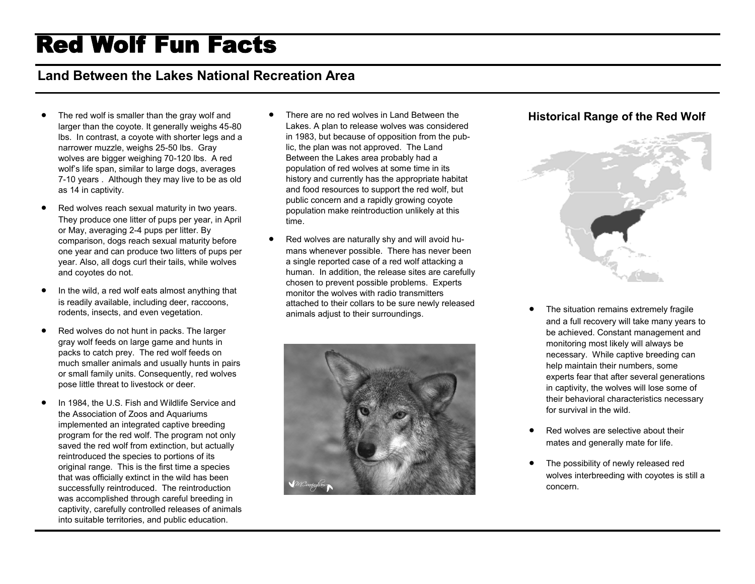# Red Wolf Fun Facts

## Land Between the Lakes National Recreation Area

- The red wolf is smaller than the gray wolf and larger than the coyote. It generally weighs 45-80 lbs. In contrast, a coyote with shorter legs and a narrower muzzle, weighs 25-50 lbs. Gray wolves are bigger weighing 70-120 lbs. A red wolf's life span, similar to large dogs, averages 7-10 years . Although they may live to be as old as 14 in captivity.
- Red wolves reach sexual maturity in two years. They produce one litter of pups per year, in April or May, averaging 2-4 pups per litter. By comparison, dogs reach sexual maturity before one year and can produce two litters of pups per year. Also, all dogs curl their tails, while wolves and coyotes do not.
- In the wild, a red wolf eats almost anything that is readily available, including deer, raccoons, rodents, insects, and even vegetation.
- Red wolves do not hunt in packs. The larger gray wolf feeds on large game and hunts in packs to catch prey. The red wolf feeds on much smaller animals and usually hunts in pairs or small family units. Consequently, red wolves pose little threat to livestock or deer.
- In 1984, the U.S. Fish and Wildlife Service and the Association of Zoos and Aquariums implemented an integrated captive breeding program for the red wolf. The program not only saved the red wolf from extinction, but actually reintroduced the species to portions of its original range. This is the first time a species that was officially extinct in the wild has been successfully reintroduced. The reintroduction was accomplished through careful breeding in captivity, carefully controlled releases of animals into suitable territories, and public education.
- There are no red wolves in Land Between the Lakes. A plan to release wolves was considered in 1983, but because of opposition from the public, the plan was not approved. The Land Between the Lakes area probably had a population of red wolves at some time in its history and currently has the appropriate habitat and food resources to support the red wolf, but public concern and a rapidly growing coyote population make reintroduction unlikely at this time.
- Red wolves are naturally shy and will avoid humans whenever possible. There has never been a single reported case of a red wolf attacking a human. In addition, the release sites are carefully chosen to prevent possible problems. Experts monitor the wolves with radio transmitters attached to their collars to be sure newly released animals adjust to their surroundings.

### Historical Range of the Red Wolf

- The situation remains extremely fragile and a full recovery will take many years to be achieved. Constant management and monitoring most likely will always be necessary. While captive breeding can help maintain their numbers, some experts fear that after several generations in captivity, the wolves will lose some of their behavioral characteristics necessary for survival in the wild.
- Red wolves are selective about their mates and generally mate for life.
- The possibility of newly released red wolves interbreeding with coyotes is still a concern.